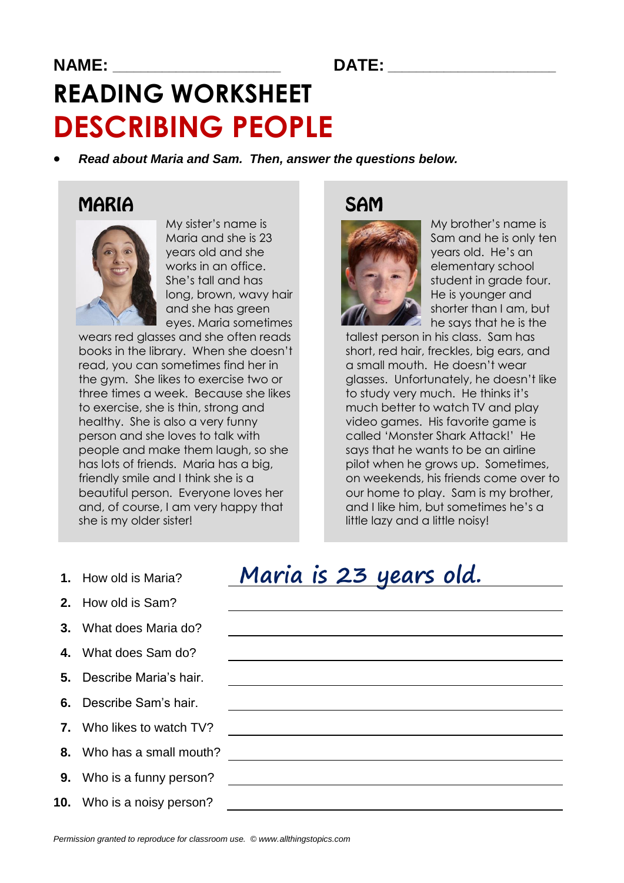**NAME:** ____________________ **DATE:** ____________________

# READING WORKSHEET

# DESCRIBING PEOPLE

- ***Read about Maria and Sam. Then, answer the questions below.***

## MARIA

My sister's name is Maria and she is 23 years old and she works in an office. She's tall and has long, brown, wavy hair and she has green eyes. Maria sometimes wears red glasses and she often reads books in the library. When she doesn't read, you can sometimes find her in the gym. She likes to exercise two or three times a week. Because she likes to exercise, she is thin, strong and healthy. She is also a very funny person and she loves to talk with people and make them laugh, so she has lots of friends. Maria has a big, friendly smile and I think she is a beautiful person. Everyone loves her and, of course, I am very happy that she is my older sister!

## SAM

My brother's name is Sam and he is only ten years old. He's an elementary school student in grade four. He is younger and shorter than I am, but he says that he is the tallest person in his class. Sam has short, red hair, freckles, big ears, and a small mouth. He doesn't wear glasses. Unfortunately, he doesn't like to study very much. He thinks it's much better to watch TV and play video games. His favorite game is called 'Monster Shark Attack!' He says that he wants to be an airline pilot when he grows up. Sometimes, on weekends, his friends come over to our home to play. Sam is my brother, and I like him, but sometimes he's a little lazy and a little noisy!

1. How old is Maria? *Maria is 23 years old.*
2. How old is Sam? ____________________
3. What does Maria do? ____________________
4. What does Sam do? ____________________
5. Describe Maria's hair. ____________________
6. Describe Sam's hair. ____________________
7. Who likes to watch TV? ____________________
8. Who has a small mouth? ____________________
9. Who is a funny person? ____________________
10. Who is a noisy person? ____________________

*Permission granted to reproduce for classroom use. © www.allthingstopics.com*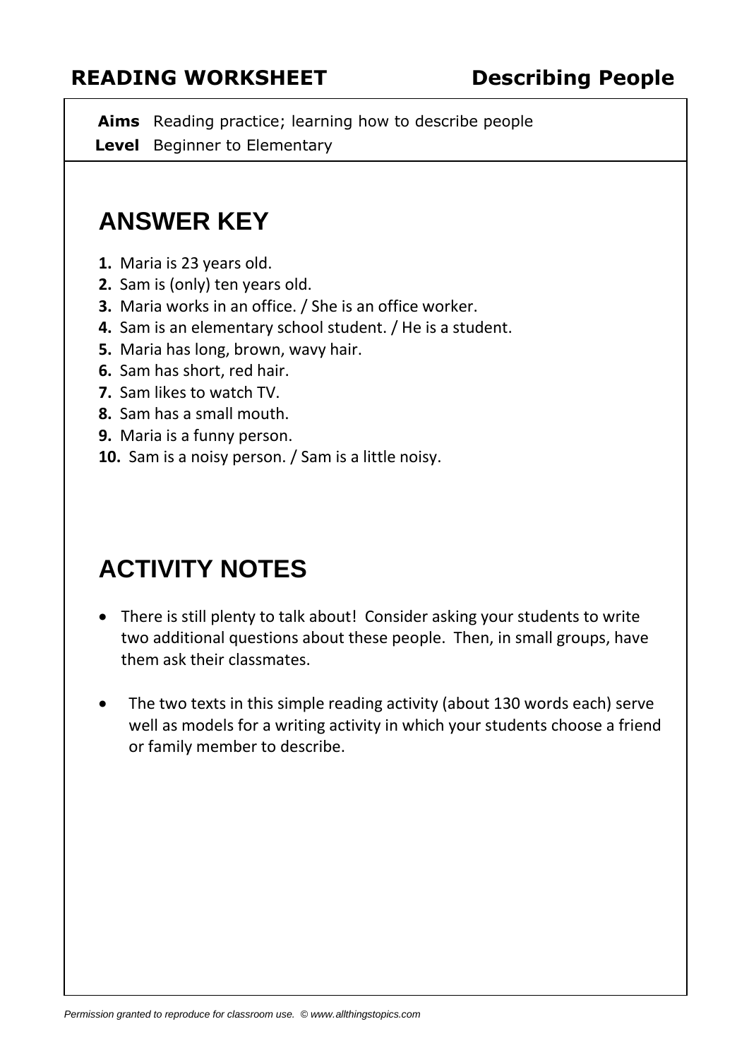**READING WORKSHEET** **Describing People**

**Aims** Reading practice; learning how to describe people
**Level** Beginner to Elementary

## ANSWER KEY

**1.** Maria is 23 years old.
**2.** Sam is (only) ten years old.
**3.** Maria works in an office. / She is an office worker.
**4.** Sam is an elementary school student. / He is a student.
**5.** Maria has long, brown, wavy hair.
**6.** Sam has short, red hair.
**7.** Sam likes to watch TV.
**8.** Sam has a small mouth.
**9.** Maria is a funny person.
**10.** Sam is a noisy person. / Sam is a little noisy.

## ACTIVITY NOTES

- There is still plenty to talk about! Consider asking your students to write two additional questions about these people. Then, in small groups, have them ask their classmates.
- The two texts in this simple reading activity (about 130 words each) serve well as models for a writing activity in which your students choose a friend or family member to describe.

*Permission granted to reproduce for classroom use. © www.allthingstopics.com*